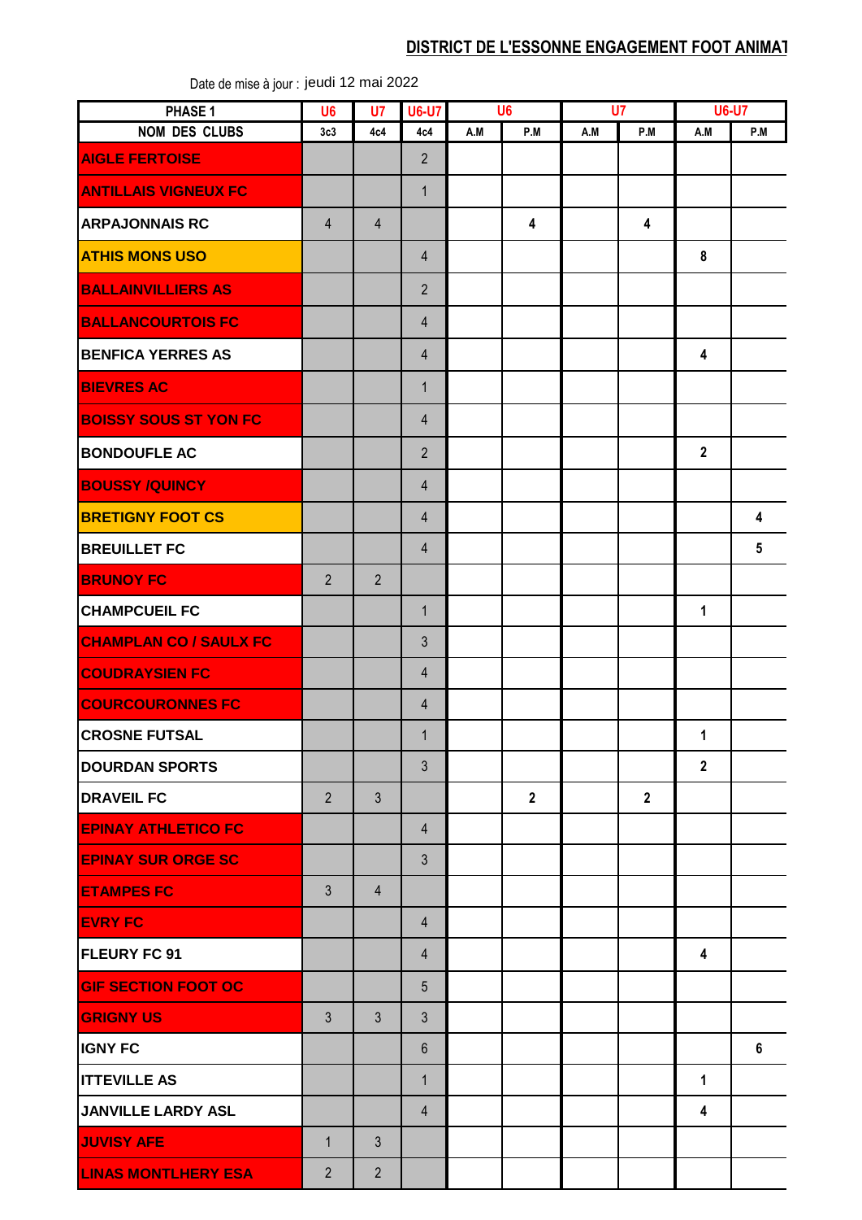## DISTRICT DE L'ESSONNE ENGAGEMENT FOOT ANIMAT

Date de mise à jour : jeudi 12 mai 2022

| PHASE 1 | U6 | U7 | U6-U7 | U6 | | U7 | | U6-U7 | |
|---|---|---|---|---|---|---|---|---|---|
| NOM DES CLUBS | 3c3 | 4c4 | 4c4 | A.M | P.M | A.M | P.M | A.M | P.M |
| AIGLE FERTOISE | | | 2 | | | | | | |
| ANTILLAIS VIGNEUX FC | | | 1 | | | | | | |
| ARPAJONNAIS RC | 4 | 4 | | | 4 | | 4 | | |
| ATHIS MONS USO | | | 4 | | | | | 8 | |
| BALLAINVILLIERS AS | | | 2 | | | | | | |
| BALLANCOURTOIS FC | | | 4 | | | | | | |
| BENFICA YERRES AS | | | 4 | | | | | 4 | |
| BIEVRES AC | | | 1 | | | | | | |
| BOISSY SOUS ST YON FC | | | 4 | | | | | | |
| BONDOUFLE AC | | | 2 | | | | | 2 | |
| BOUSSY /QUINCY | | | 4 | | | | | | |
| BRETIGNY FOOT CS | | | 4 | | | | | | 4 |
| BREUILLET FC | | | 4 | | | | | | 5 |
| BRUNOY FC | 2 | 2 | | | | | | | |
| CHAMPCUEIL FC | | | 1 | | | | | 1 | |
| CHAMPLAN CO / SAULX FC | | | 3 | | | | | | |
| COUDRAYSIEN FC | | | 4 | | | | | | |
| COURCOURONNES FC | | | 4 | | | | | | |
| CROSNE FUTSAL | | | 1 | | | | | 1 | |
| DOURDAN SPORTS | | | 3 | | | | | 2 | |
| DRAVEIL FC | 2 | 3 | | | 2 | | 2 | | |
| EPINAY ATHLETICO FC | | | 4 | | | | | | |
| EPINAY SUR ORGE SC | | | 3 | | | | | | |
| ETAMPES FC | 3 | 4 | | | | | | | |
| EVRY FC | | | 4 | | | | | | |
| FLEURY FC 91 | | | 4 | | | | | 4 | |
| GIF SECTION FOOT OC | | | 5 | | | | | | |
| GRIGNY US | 3 | 3 | 3 | | | | | | |
| IGNY FC | | | 6 | | | | | | 6 |
| ITTEVILLE AS | | | 1 | | | | | 1 | |
| JANVILLE LARDY ASL | | | 4 | | | | | 4 | |
| JUVISY AFE | 1 | 3 | | | | | | | |
| LINAS MONTLHERY ESA | 2 | 2 | | | | | | | |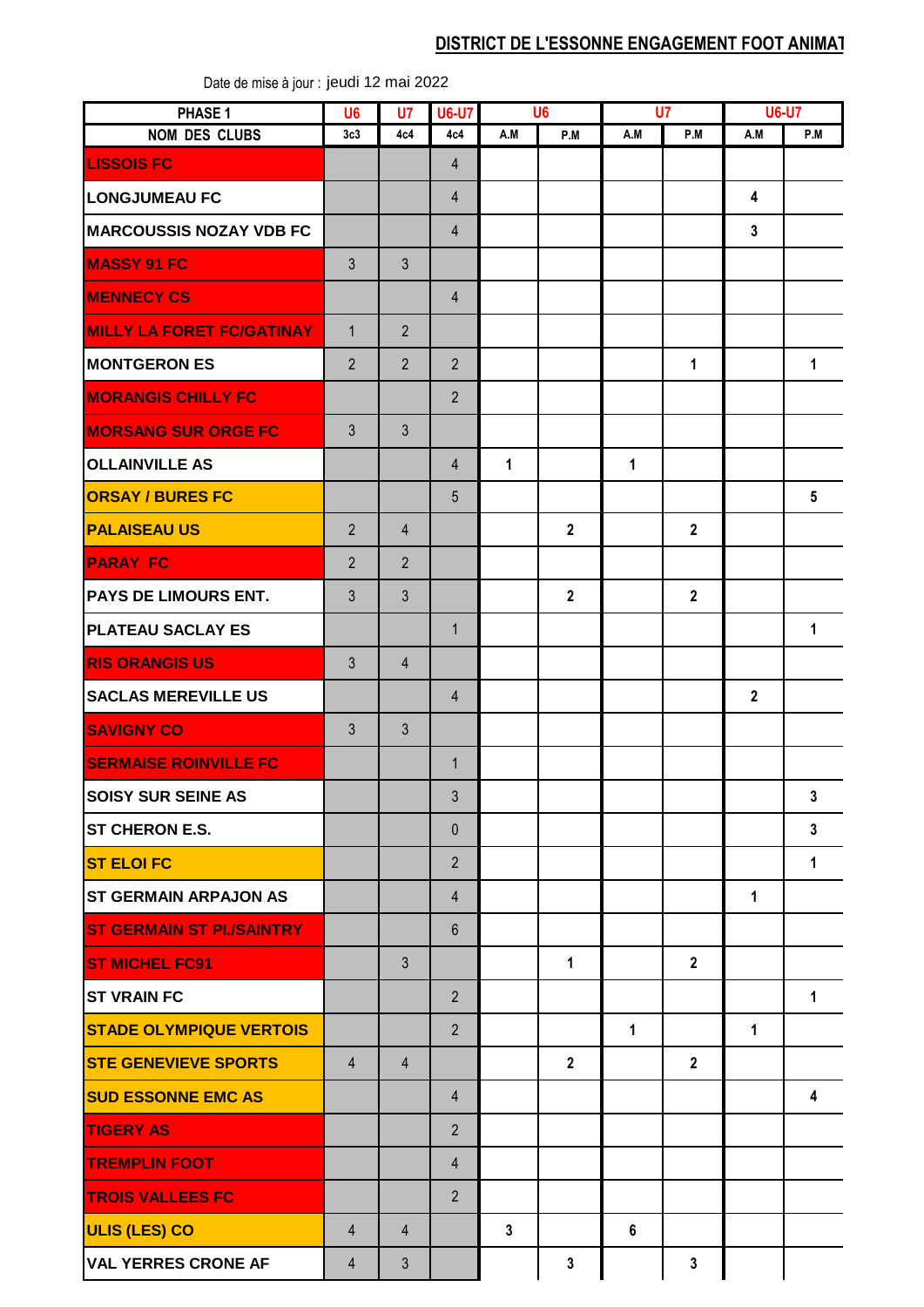## DISTRICT DE L'ESSONNE ENGAGEMENT FOOT ANIMAT

Date de mise à jour : jeudi 12 mai 2022

| PHASE 1 | U6 | U7 | U6-U7 | U6 | | U7 | | U6-U7 | |
|---|---|---|---|---|---|---|---|---|---|
| NOM DES CLUBS | 3c3 | 4c4 | 4c4 | A.M | P.M | A.M | P.M | A.M | P.M |
| LISSOIS FC | | | 4 | | | | | | |
| LONGJUMEAU FC | | | 4 | | | | | 4 | |
| MARCOUSSIS NOZAY VDB FC | | | 4 | | | | | 3 | |
| MASSY 91 FC | 3 | 3 | | | | | | | |
| MENNECY CS | | | 4 | | | | | | |
| MILLY LA FORET FC/GATINAY | 1 | 2 | | | | | | | |
| MONTGERON ES | 2 | 2 | 2 | | | | 1 | | 1 |
| MORANGIS CHILLY FC | | | 2 | | | | | | |
| MORSANG SUR ORGE FC | 3 | 3 | | | | | | | |
| OLLAINVILLE AS | | | 4 | 1 | | 1 | | | |
| ORSAY / BURES FC | | | 5 | | | | | | 5 |
| PALAISEAU US | 2 | 4 | | | 2 | | 2 | | |
| PARAY FC | 2 | 2 | | | | | | | |
| PAYS DE LIMOURS ENT. | 3 | 3 | | | 2 | | 2 | | |
| PLATEAU SACLAY ES | | | 1 | | | | | | 1 |
| RIS ORANGIS US | 3 | 4 | | | | | | | |
| SACLAS MEREVILLE US | | | 4 | | | | | 2 | |
| SAVIGNY CO | 3 | 3 | | | | | | | |
| SERMAISE ROINVILLE FC | | | 1 | | | | | | |
| SOISY SUR SEINE AS | | | 3 | | | | | | 3 |
| ST CHERON E.S. | | | 0 | | | | | | 3 |
| ST ELOI FC | | | 2 | | | | | | 1 |
| ST GERMAIN ARPAJON AS | | | 4 | | | | | 1 | |
| ST GERMAIN ST PI./SAINTRY | | | 6 | | | | | | |
| ST MICHEL FC91 | | 3 | | | 1 | | 2 | | |
| ST VRAIN FC | | | 2 | | | | | | 1 |
| STADE OLYMPIQUE VERTOIS | | | 2 | | | 1 | | 1 | |
| STE GENEVIEVE SPORTS | 4 | 4 | | | 2 | | 2 | | |
| SUD ESSONNE EMC AS | | | 4 | | | | | | 4 |
| TIGERY AS | | | 2 | | | | | | |
| TREMPLIN FOOT | | | 4 | | | | | | |
| TROIS VALLEES FC | | | 2 | | | | | | |
| ULIS (LES) CO | 4 | 4 | | 3 | | 6 | | | |
| VAL YERRES CRONE AF | 4 | 3 | | | 3 | | 3 | | |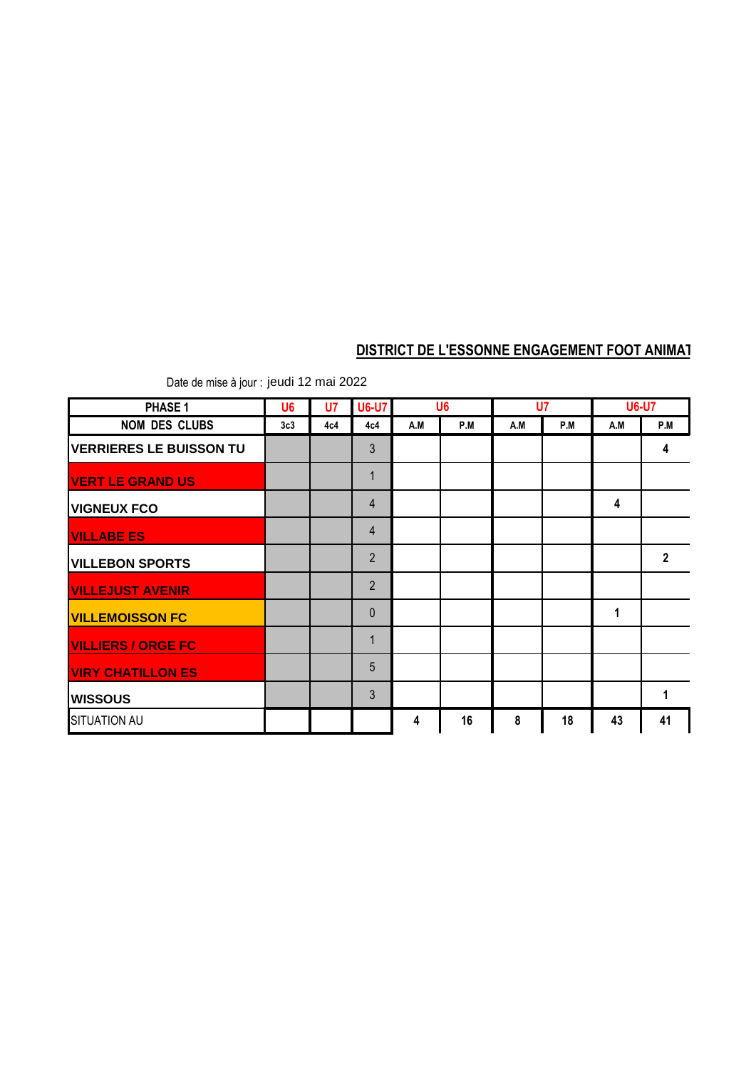## DISTRICT DE L'ESSONNE ENGAGEMENT FOOT ANIMAT

Date de mise à jour : jeudi 12 mai 2022

| PHASE 1 | U6 | U7 | U6-U7 | U6 | | U7 | | U6-U7 | |
|---|---|---|---|---|---|---|---|---|---|
| NOM DES CLUBS | 3c3 | 4c4 | 4c4 | A.M | P.M | A.M | P.M | A.M | P.M |
| VERRIERES LE BUISSON TU | | | 3 | | | | | | 4 |
| VERT LE GRAND US | | | 1 | | | | | | |
| VIGNEUX FCO | | | 4 | | | | | 4 | |
| VILLABE ES | | | 4 | | | | | | |
| VILLEBON SPORTS | | | 2 | | | | | | 2 |
| VILLEJUST AVENIR | | | 2 | | | | | | |
| VILLEMOISSON FC | | | 0 | | | | | 1 | |
| VILLIERS / ORGE FC | | | 1 | | | | | | |
| VIRY CHATILLON ES | | | 5 | | | | | | |
| WISSOUS | | | 3 | | | | | | 1 |
| SITUATION AU | | | | 4 | 16 | 8 | 18 | 43 | 41 |